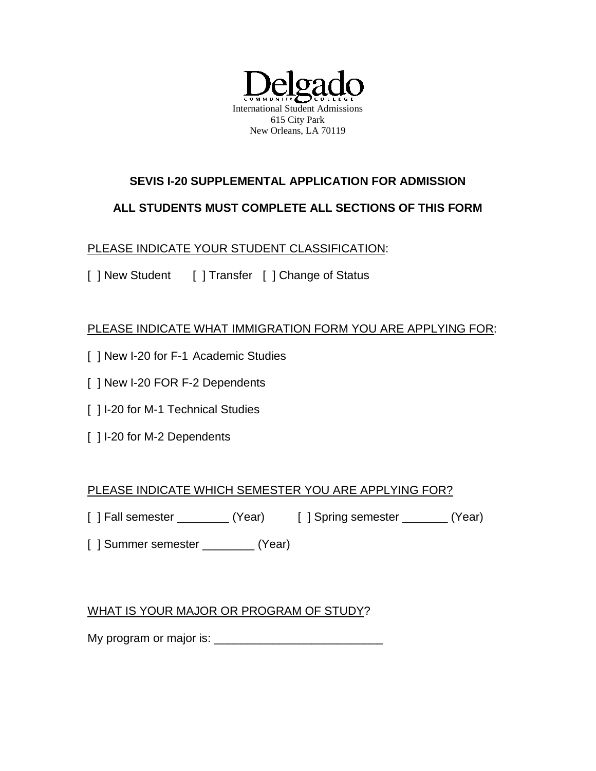Delgado
COMMUNITY COLLEGE
International Student Admissions
615 City Park
New Orleans, LA 70119

## SEVIS I-20 SUPPLEMENTAL APPLICATION FOR ADMISSION

## ALL STUDENTS MUST COMPLETE ALL SECTIONS OF THIS FORM

PLEASE INDICATE YOUR STUDENT CLASSIFICATION:

[ ] New Student [ ] Transfer [ ] Change of Status

PLEASE INDICATE WHAT IMMIGRATION FORM YOU ARE APPLYING FOR:

[ ] New I-20 for F-1 Academic Studies

[ ] New I-20 FOR F-2 Dependents

[ ] I-20 for M-1 Technical Studies

[ ] I-20 for M-2 Dependents

PLEASE INDICATE WHICH SEMESTER YOU ARE APPLYING FOR?

[ ] Fall semester ________ (Year) [ ] Spring semester _______ (Year)

[ ] Summer semester ________ (Year)

WHAT IS YOUR MAJOR OR PROGRAM OF STUDY?

My program or major is: __________________________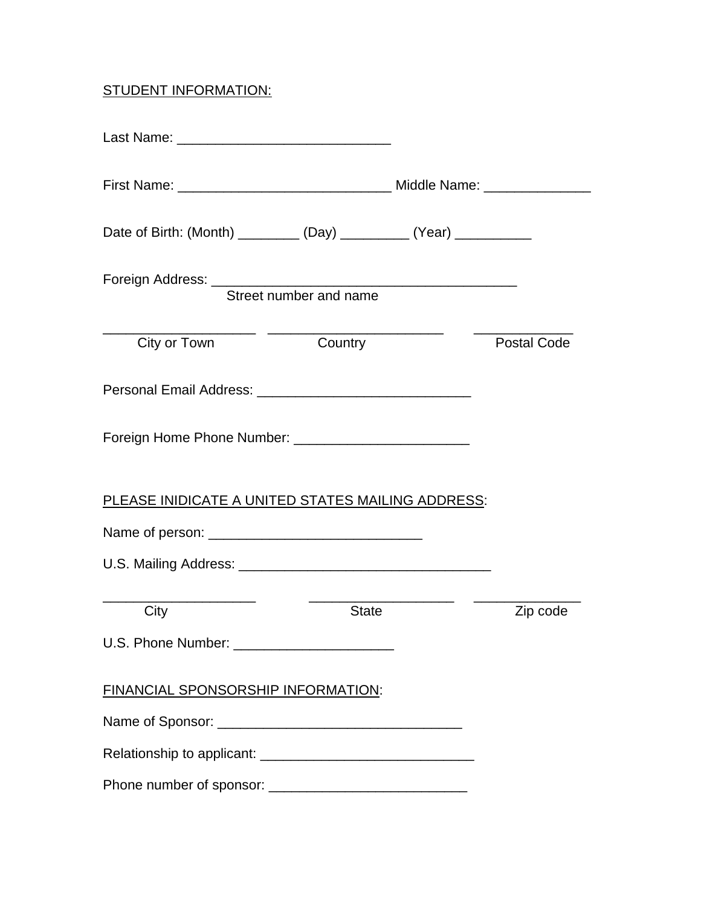STUDENT INFORMATION:

Last Name: ____________________________

First Name: ____________________________ Middle Name: ______________

Date of Birth: (Month) ________ (Day) _________ (Year) __________

Foreign Address: ________________________________________
Street number and name

____________________ ______________________ _____________
City or Town Country Postal Code

Personal Email Address: ____________________________

Foreign Home Phone Number: _______________________

PLEASE INIDICATE A UNITED STATES MAILING ADDRESS:

Name of person: ____________________________

U.S. Mailing Address: _________________________________

____________________ ___________________ ______________
City State Zip code

U.S. Phone Number: _____________________

FINANCIAL SPONSORSHIP INFORMATION:

Name of Sponsor: ________________________________

Relationship to applicant: ____________________________

Phone number of sponsor: __________________________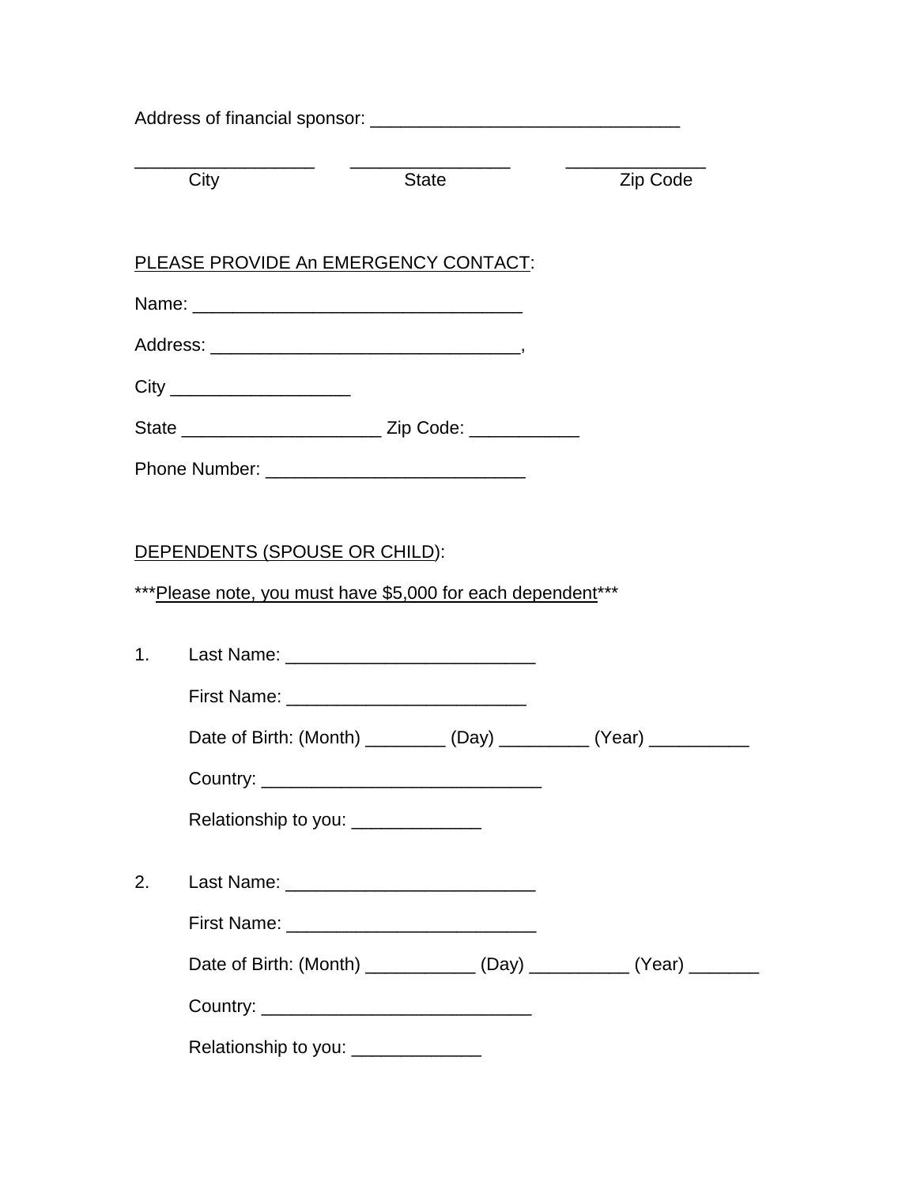Address of financial sponsor: _______________________________

__________________ ________________ ______________
City State Zip Code

<u>PLEASE PROVIDE An EMERGENCY CONTACT</u>:

Name: _________________________________

Address: _______________________________,

City __________________

State ____________________ Zip Code: ___________

Phone Number: __________________________

<u>DEPENDENTS (SPOUSE OR CHILD)</u>:

***<u>Please note, you must have $5,000 for each dependent</u>***

1. Last Name: _________________________

   First Name: ________________________

   Date of Birth: (Month) ________ (Day) _________ (Year) __________

   Country: ____________________________

   Relationship to you: _____________

2. Last Name: _________________________

   First Name: _________________________

   Date of Birth: (Month) ___________ (Day) __________ (Year) _______

   Country: ___________________________

   Relationship to you: _____________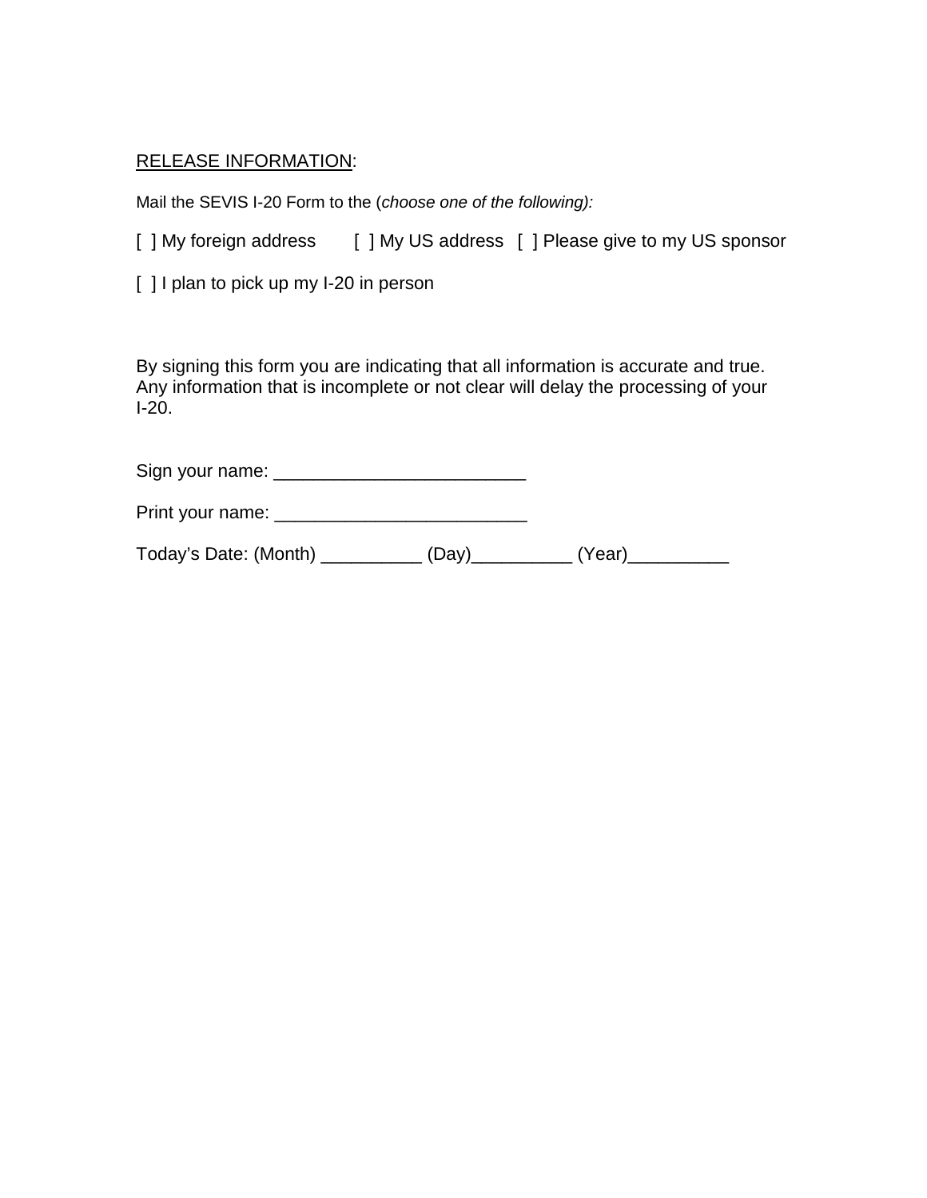RELEASE INFORMATION:

Mail the SEVIS I-20 Form to the (*choose one of the following):*

[ ] My foreign address [ ] My US address [ ] Please give to my US sponsor

[ ] I plan to pick up my I-20 in person

By signing this form you are indicating that all information is accurate and true. Any information that is incomplete or not clear will delay the processing of your I-20.

Sign your name: _________________________

Print your name: _________________________

Today's Date: (Month) __________ (Day)__________ (Year)__________